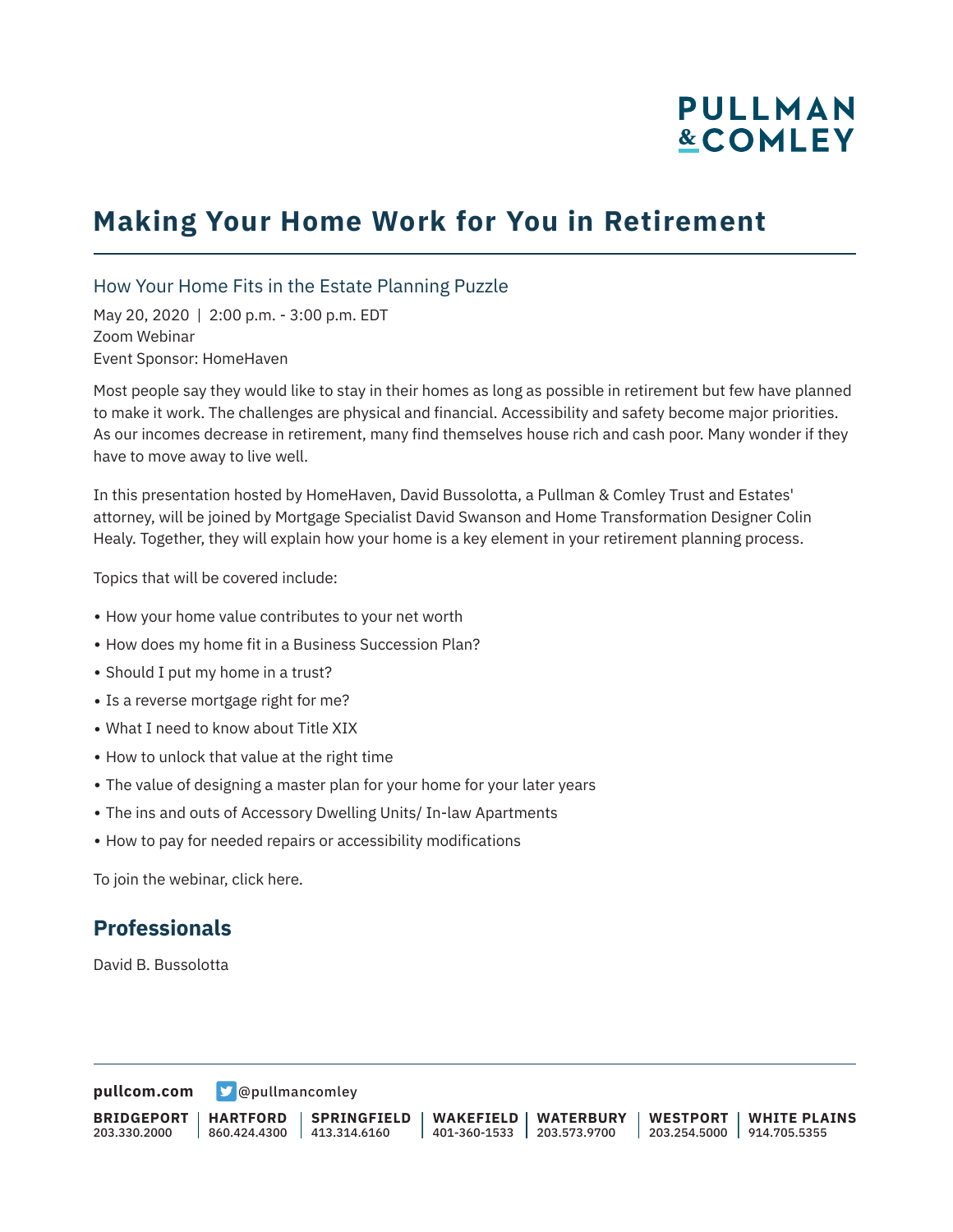# Making Your Home Work for You in Retirement

## How Your Home Fits in the Estate Planning Puzzle

May 20, 2020 | 2:00 p.m. - 3:00 p.m. EDT
Zoom Webinar
Event Sponsor: HomeHaven

Most people say they would like to stay in their homes as long as possible in retirement but few have planned to make it work. The challenges are physical and financial. Accessibility and safety become major priorities. As our incomes decrease in retirement, many find themselves house rich and cash poor. Many wonder if they have to move away to live well.

In this presentation hosted by HomeHaven, David Bussolotta, a Pullman & Comley Trust and Estates' attorney, will be joined by Mortgage Specialist David Swanson and Home Transformation Designer Colin Healy. Together, they will explain how your home is a key element in your retirement planning process.

Topics that will be covered include:

- How your home value contributes to your net worth
- How does my home fit in a Business Succession Plan?
- Should I put my home in a trust?
- Is a reverse mortgage right for me?
- What I need to know about Title XIX
- How to unlock that value at the right time
- The value of designing a master plan for your home for your later years
- The ins and outs of Accessory Dwelling Units/ In-law Apartments
- How to pay for needed repairs or accessibility modifications

To join the webinar, click here.

## Professionals

David B. Bussolotta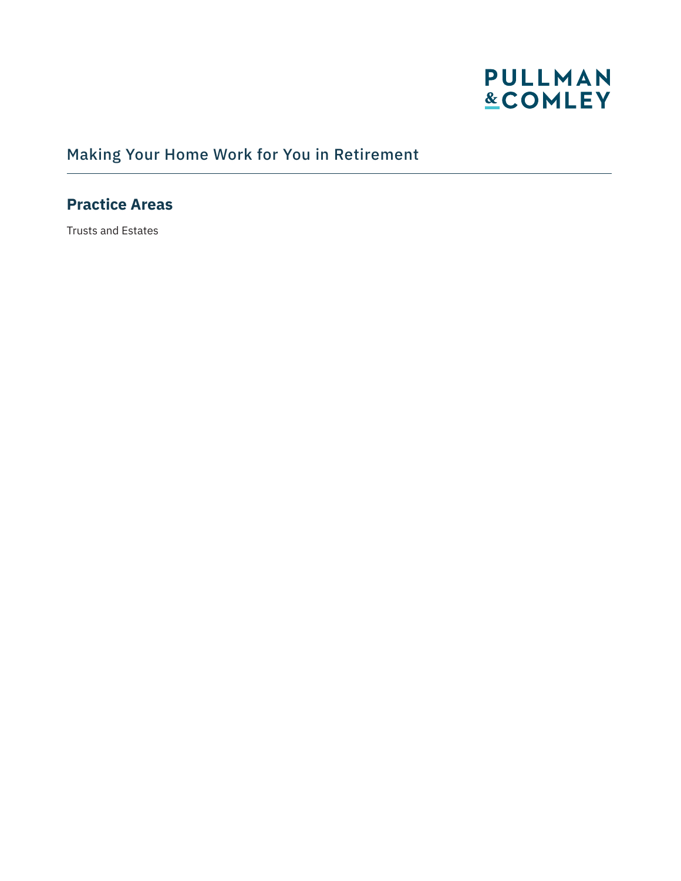Making Your Home Work for You in Retirement

## Practice Areas

Trusts and Estates